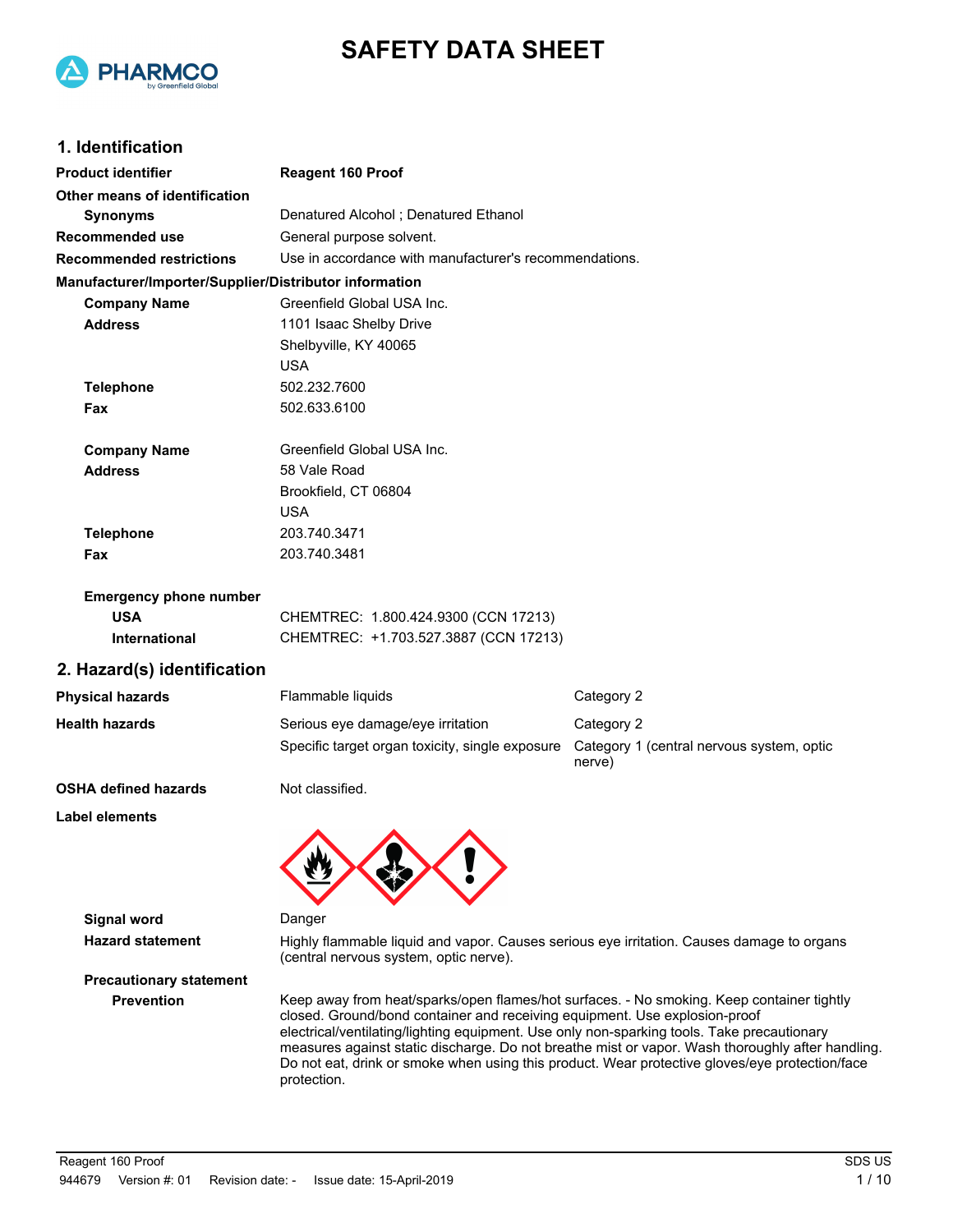# SAFETY DATA SHEET

PHARMCO by Greenfield Global

## 1. Identification

| | |
|---|---|
| **Product identifier** | **Reagent 160 Proof** |
| **Other means of identification** | |
| **Synonyms** | Denatured Alcohol ; Denatured Ethanol |
| **Recommended use** | General purpose solvent. |
| **Recommended restrictions** | Use in accordance with manufacturer's recommendations. |

**Manufacturer/Importer/Supplier/Distributor information**

| | |
|---|---|
| **Company Name** | Greenfield Global USA Inc. |
| **Address** | 1101 Isaac Shelby Drive<br>Shelbyville, KY 40065<br>USA |
| **Telephone** | 502.232.7600 |
| **Fax** | 502.633.6100 |
| **Company Name** | Greenfield Global USA Inc. |
| **Address** | 58 Vale Road<br>Brookfield, CT 06804<br>USA |
| **Telephone** | 203.740.3471 |
| **Fax** | 203.740.3481 |

**Emergency phone number**

| | |
|---|---|
| **USA** | CHEMTREC: 1.800.424.9300 (CCN 17213) |
| **International** | CHEMTREC: +1.703.527.3887 (CCN 17213) |

## 2. Hazard(s) identification

| | | |
|---|---|---|
| **Physical hazards** | Flammable liquids | Category 2 |
| **Health hazards** | Serious eye damage/eye irritation | Category 2 |
| | Specific target organ toxicity, single exposure | Category 1 (central nervous system, optic nerve) |
| **OSHA defined hazards** | Not classified. | |

**Label elements**

**Signal word** Danger

**Hazard statement** Highly flammable liquid and vapor. Causes serious eye irritation. Causes damage to organs (central nervous system, optic nerve).

**Precautionary statement**

**Prevention** Keep away from heat/sparks/open flames/hot surfaces. - No smoking. Keep container tightly closed. Ground/bond container and receiving equipment. Use explosion-proof electrical/ventilating/lighting equipment. Use only non-sparking tools. Take precautionary measures against static discharge. Do not breathe mist or vapor. Wash thoroughly after handling. Do not eat, drink or smoke when using this product. Wear protective gloves/eye protection/face protection.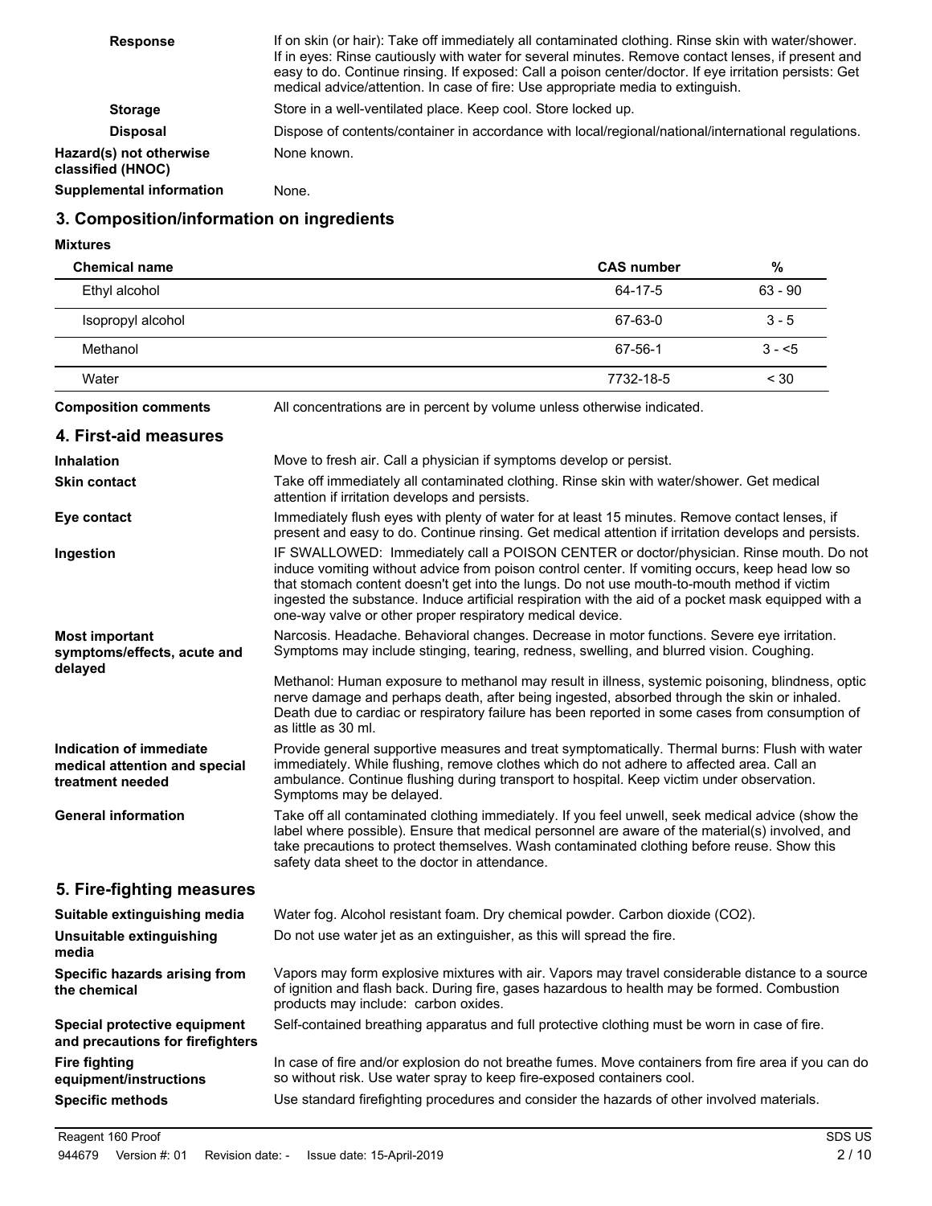**Response** If on skin (or hair): Take off immediately all contaminated clothing. Rinse skin with water/shower. If in eyes: Rinse cautiously with water for several minutes. Remove contact lenses, if present and easy to do. Continue rinsing. If exposed: Call a poison center/doctor. If eye irritation persists: Get medical advice/attention. In case of fire: Use appropriate media to extinguish.

**Storage** Store in a well-ventilated place. Keep cool. Store locked up.

**Disposal** Dispose of contents/container in accordance with local/regional/national/international regulations.

**Hazard(s) not otherwise classified (HNOC)** None known.

**Supplemental information** None.

## 3. Composition/information on ingredients

**Mixtures**

| Chemical name | CAS number | % |
|---|---|---|
| Ethyl alcohol | 64-17-5 | 63 - 90 |
| Isopropyl alcohol | 67-63-0 | 3 - 5 |
| Methanol | 67-56-1 | 3 - <5 |
| Water | 7732-18-5 | < 30 |

**Composition comments** All concentrations are in percent by volume unless otherwise indicated.

## 4. First-aid measures

**Inhalation** Move to fresh air. Call a physician if symptoms develop or persist.

**Skin contact** Take off immediately all contaminated clothing. Rinse skin with water/shower. Get medical attention if irritation develops and persists.

**Eye contact** Immediately flush eyes with plenty of water for at least 15 minutes. Remove contact lenses, if present and easy to do. Continue rinsing. Get medical attention if irritation develops and persists.

**Ingestion** IF SWALLOWED: Immediately call a POISON CENTER or doctor/physician. Rinse mouth. Do not induce vomiting without advice from poison control center. If vomiting occurs, keep head low so that stomach content doesn't get into the lungs. Do not use mouth-to-mouth method if victim ingested the substance. Induce artificial respiration with the aid of a pocket mask equipped with a one-way valve or other proper respiratory medical device.

**Most important symptoms/effects, acute and delayed** Narcosis. Headache. Behavioral changes. Decrease in motor functions. Severe eye irritation. Symptoms may include stinging, tearing, redness, swelling, and blurred vision. Coughing.

Methanol: Human exposure to methanol may result in illness, systemic poisoning, blindness, optic nerve damage and perhaps death, after being ingested, absorbed through the skin or inhaled. Death due to cardiac or respiratory failure has been reported in some cases from consumption of as little as 30 ml.

**Indication of immediate medical attention and special treatment needed** Provide general supportive measures and treat symptomatically. Thermal burns: Flush with water immediately. While flushing, remove clothes which do not adhere to affected area. Call an ambulance. Continue flushing during transport to hospital. Keep victim under observation. Symptoms may be delayed.

**General information** Take off all contaminated clothing immediately. If you feel unwell, seek medical advice (show the label where possible). Ensure that medical personnel are aware of the material(s) involved, and take precautions to protect themselves. Wash contaminated clothing before reuse. Show this safety data sheet to the doctor in attendance.

## 5. Fire-fighting measures

**Suitable extinguishing media** Water fog. Alcohol resistant foam. Dry chemical powder. Carbon dioxide ($CO_2$).

**Unsuitable extinguishing media** Do not use water jet as an extinguisher, as this will spread the fire.

**Specific hazards arising from the chemical** Vapors may form explosive mixtures with air. Vapors may travel considerable distance to a source of ignition and flash back. During fire, gases hazardous to health may be formed. Combustion products may include: carbon oxides.

**Special protective equipment and precautions for firefighters** Self-contained breathing apparatus and full protective clothing must be worn in case of fire.

**Fire fighting equipment/instructions** In case of fire and/or explosion do not breathe fumes. Move containers from fire area if you can do so without risk. Use water spray to keep fire-exposed containers cool.

**Specific methods** Use standard firefighting procedures and consider the hazards of other involved materials.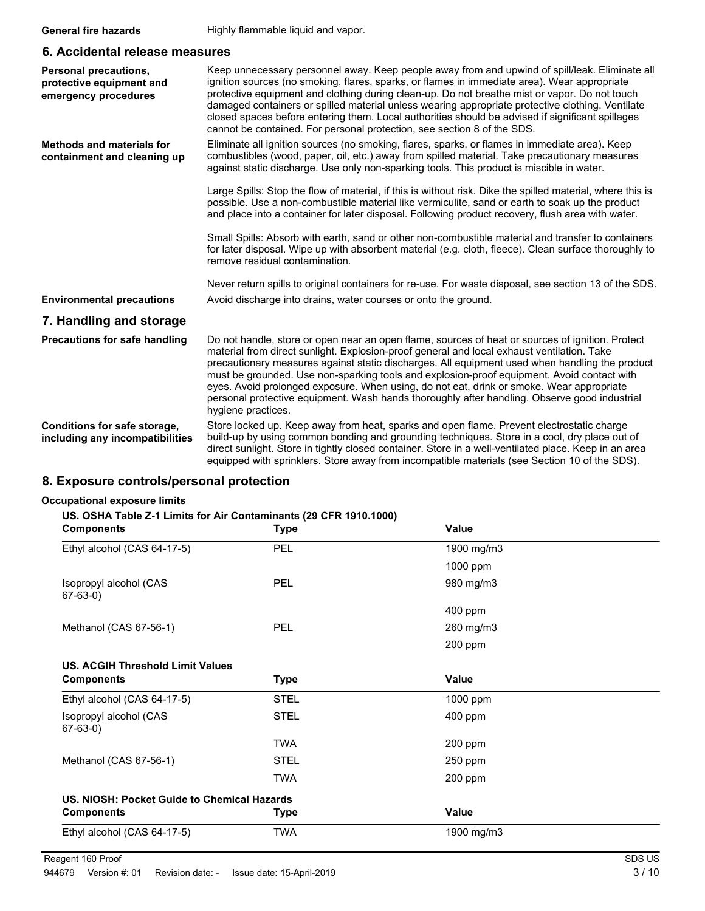**General fire hazards** Highly flammable liquid and vapor.

## 6. Accidental release measures

**Personal precautions, protective equipment and emergency procedures**

Keep unnecessary personnel away. Keep people away from and upwind of spill/leak. Eliminate all ignition sources (no smoking, flares, sparks, or flames in immediate area). Wear appropriate protective equipment and clothing during clean-up. Do not breathe mist or vapor. Do not touch damaged containers or spilled material unless wearing appropriate protective clothing. Ventilate closed spaces before entering them. Local authorities should be advised if significant spillages cannot be contained. For personal protection, see section 8 of the SDS.

**Methods and materials for containment and cleaning up**

Eliminate all ignition sources (no smoking, flares, sparks, or flames in immediate area). Keep combustibles (wood, paper, oil, etc.) away from spilled material. Take precautionary measures against static discharge. Use only non-sparking tools. This product is miscible in water.

Large Spills: Stop the flow of material, if this is without risk. Dike the spilled material, where this is possible. Use a non-combustible material like vermiculite, sand or earth to soak up the product and place into a container for later disposal. Following product recovery, flush area with water.

Small Spills: Absorb with earth, sand or other non-combustible material and transfer to containers for later disposal. Wipe up with absorbent material (e.g. cloth, fleece). Clean surface thoroughly to remove residual contamination.

Never return spills to original containers for re-use. For waste disposal, see section 13 of the SDS.

**Environmental precautions**

Avoid discharge into drains, water courses or onto the ground.

## 7. Handling and storage

**Precautions for safe handling**

Do not handle, store or open near an open flame, sources of heat or sources of ignition. Protect material from direct sunlight. Explosion-proof general and local exhaust ventilation. Take precautionary measures against static discharges. All equipment used when handling the product must be grounded. Use non-sparking tools and explosion-proof equipment. Avoid contact with eyes. Avoid prolonged exposure. When using, do not eat, drink or smoke. Wear appropriate personal protective equipment. Wash hands thoroughly after handling. Observe good industrial hygiene practices.

**Conditions for safe storage, including any incompatibilities**

Store locked up. Keep away from heat, sparks and open flame. Prevent electrostatic charge build-up by using common bonding and grounding techniques. Store in a cool, dry place out of direct sunlight. Store in tightly closed container. Store in a well-ventilated place. Keep in an area equipped with sprinklers. Store away from incompatible materials (see Section 10 of the SDS).

## 8. Exposure controls/personal protection

**Occupational exposure limits**

**US. OSHA Table Z-1 Limits for Air Contaminants (29 CFR 1910.1000)**

| Components | Type | Value |
|---|---|---|
| Ethyl alcohol (CAS 64-17-5) | PEL | 1900 mg/m3 |
| | | 1000 ppm |
| Isopropyl alcohol (CAS 67-63-0) | PEL | 980 mg/m3 |
| | | 400 ppm |
| Methanol (CAS 67-56-1) | PEL | 260 mg/m3 |
| | | 200 ppm |

**US. ACGIH Threshold Limit Values**

| Components | Type | Value |
|---|---|---|
| Ethyl alcohol (CAS 64-17-5) | STEL | 1000 ppm |
| Isopropyl alcohol (CAS 67-63-0) | STEL | 400 ppm |
| | TWA | 200 ppm |
| Methanol (CAS 67-56-1) | STEL | 250 ppm |
| | TWA | 200 ppm |

**US. NIOSH: Pocket Guide to Chemical Hazards**

| Components | Type | Value |
|---|---|---|
| Ethyl alcohol (CAS 64-17-5) | TWA | 1900 mg/m3 |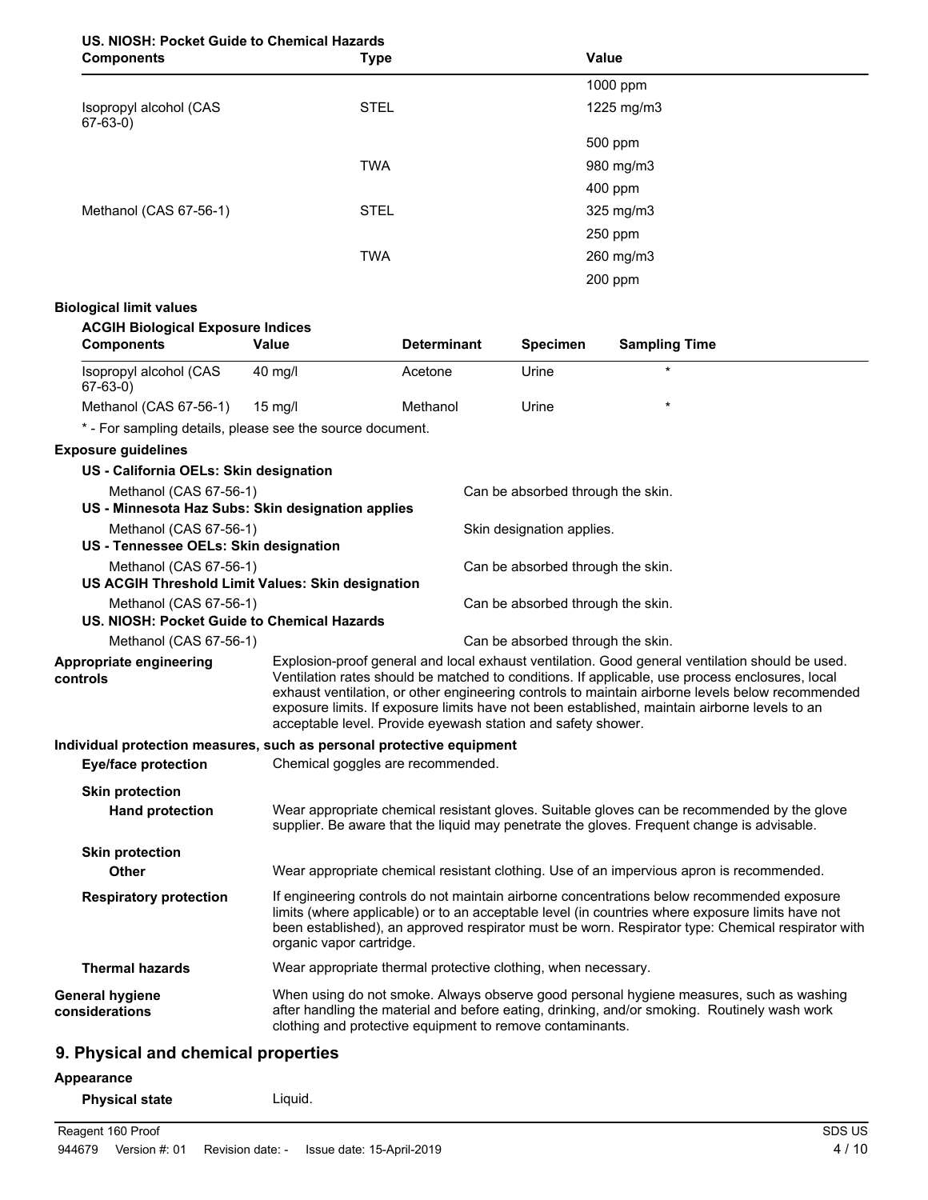**US. NIOSH: Pocket Guide to Chemical Hazards**

| Components | Type | Value |
|---|---|---|
| | | 1000 ppm |
| Isopropyl alcohol (CAS 67-63-0) | STEL | 1225 mg/m3 |
| | | 500 ppm |
| | TWA | 980 mg/m3 |
| | | 400 ppm |
| Methanol (CAS 67-56-1) | STEL | 325 mg/m3 |
| | | 250 ppm |
| | TWA | 260 mg/m3 |
| | | 200 ppm |

**Biological limit values**

**ACGIH Biological Exposure Indices**

| Components | Value | Determinant | Specimen | Sampling Time |
|---|---|---|---|---|
| Isopropyl alcohol (CAS 67-63-0) | 40 mg/l | Acetone | Urine | * |
| Methanol (CAS 67-56-1) | 15 mg/l | Methanol | Urine | * |

\* - For sampling details, please see the source document.

**Exposure guidelines**

**US - California OELs: Skin designation**

Methanol (CAS 67-56-1) — Can be absorbed through the skin.

**US - Minnesota Haz Subs: Skin designation applies**

Methanol (CAS 67-56-1) — Skin designation applies.

**US - Tennessee OELs: Skin designation**

Methanol (CAS 67-56-1) — Can be absorbed through the skin.

**US ACGIH Threshold Limit Values: Skin designation**

Methanol (CAS 67-56-1) — Can be absorbed through the skin.

**US. NIOSH: Pocket Guide to Chemical Hazards**

Methanol (CAS 67-56-1) — Can be absorbed through the skin.

**Appropriate engineering controls**

Explosion-proof general and local exhaust ventilation. Good general ventilation should be used. Ventilation rates should be matched to conditions. If applicable, use process enclosures, local exhaust ventilation, or other engineering controls to maintain airborne levels below recommended exposure limits. If exposure limits have not been established, maintain airborne levels to an acceptable level. Provide eyewash station and safety shower.

**Individual protection measures, such as personal protective equipment**

**Eye/face protection**

Chemical goggles are recommended.

**Skin protection**

**Hand protection**

Wear appropriate chemical resistant gloves. Suitable gloves can be recommended by the glove supplier. Be aware that the liquid may penetrate the gloves. Frequent change is advisable.

**Skin protection**

**Other**

Wear appropriate chemical resistant clothing. Use of an impervious apron is recommended.

**Respiratory protection**

If engineering controls do not maintain airborne concentrations below recommended exposure limits (where applicable) or to an acceptable level (in countries where exposure limits have not been established), an approved respirator must be worn. Respirator type: Chemical respirator with organic vapor cartridge.

**Thermal hazards**

Wear appropriate thermal protective clothing, when necessary.

**General hygiene considerations**

When using do not smoke. Always observe good personal hygiene measures, such as washing after handling the material and before eating, drinking, and/or smoking. Routinely wash work clothing and protective equipment to remove contaminants.

## 9. Physical and chemical properties

**Appearance**

**Physical state** Liquid.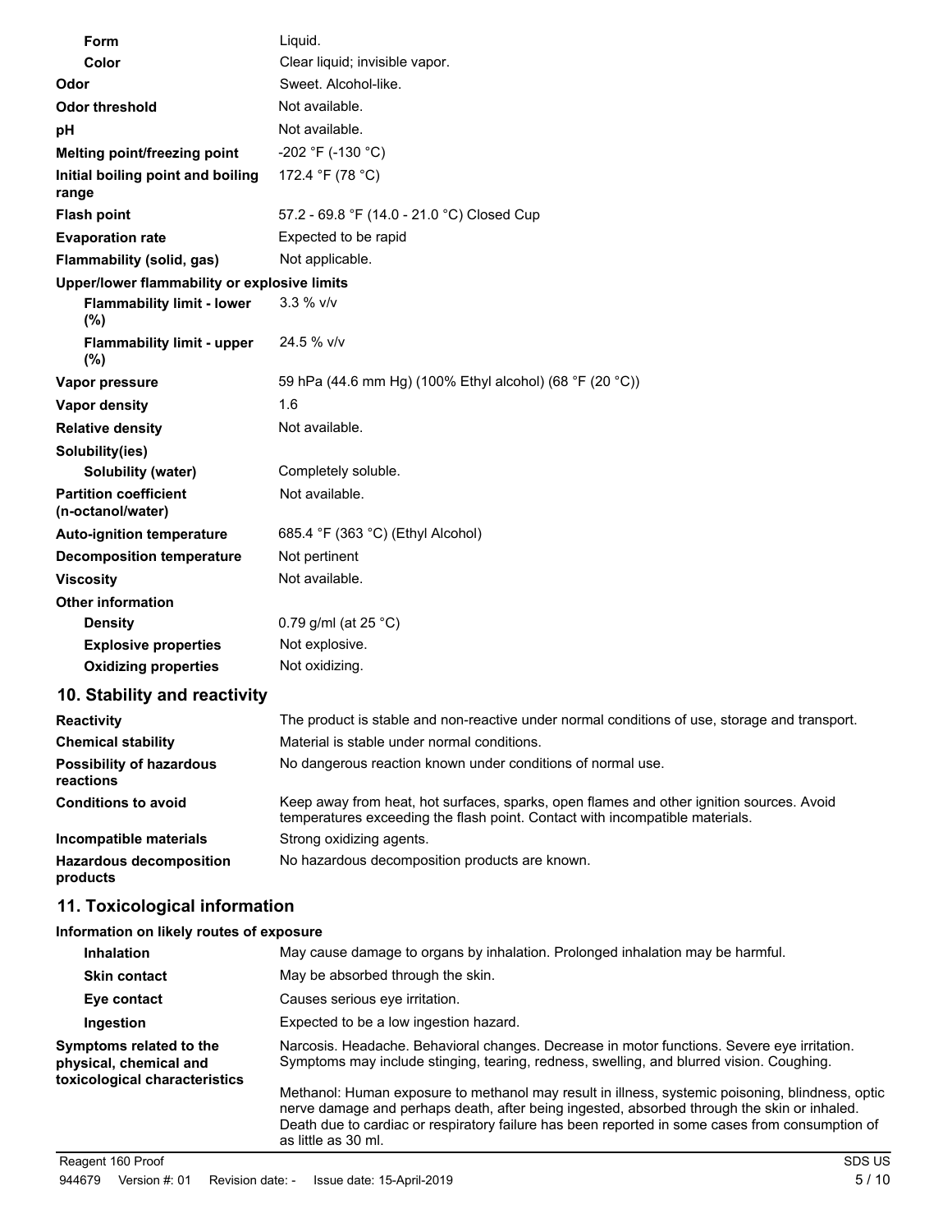| | |
|---|---|
| **Form** | Liquid. |
| **Color** | Clear liquid; invisible vapor. |
| **Odor** | Sweet. Alcohol-like. |
| **Odor threshold** | Not available. |
| **pH** | Not available. |
| **Melting point/freezing point** | -202 °F (-130 °C) |
| **Initial boiling point and boiling range** | 172.4 °F (78 °C) |
| **Flash point** | 57.2 - 69.8 °F (14.0 - 21.0 °C) Closed Cup |
| **Evaporation rate** | Expected to be rapid |
| **Flammability (solid, gas)** | Not applicable. |
| **Upper/lower flammability or explosive limits** | |
| **Flammability limit - lower (%)** | 3.3 % v/v |
| **Flammability limit - upper (%)** | 24.5 % v/v |
| **Vapor pressure** | 59 hPa (44.6 mm Hg) (100% Ethyl alcohol) (68 °F (20 °C)) |
| **Vapor density** | 1.6 |
| **Relative density** | Not available. |
| **Solubility(ies)** | |
| **Solubility (water)** | Completely soluble. |
| **Partition coefficient (n-octanol/water)** | Not available. |
| **Auto-ignition temperature** | 685.4 °F (363 °C) (Ethyl Alcohol) |
| **Decomposition temperature** | Not pertinent |
| **Viscosity** | Not available. |
| **Other information** | |
| **Density** | 0.79 g/ml (at 25 °C) |
| **Explosive properties** | Not explosive. |
| **Oxidizing properties** | Not oxidizing. |

## 10. Stability and reactivity

| | |
|---|---|
| **Reactivity** | The product is stable and non-reactive under normal conditions of use, storage and transport. |
| **Chemical stability** | Material is stable under normal conditions. |
| **Possibility of hazardous reactions** | No dangerous reaction known under conditions of normal use. |
| **Conditions to avoid** | Keep away from heat, hot surfaces, sparks, open flames and other ignition sources. Avoid temperatures exceeding the flash point. Contact with incompatible materials. |
| **Incompatible materials** | Strong oxidizing agents. |
| **Hazardous decomposition products** | No hazardous decomposition products are known. |

## 11. Toxicological information

**Information on likely routes of exposure**

| | |
|---|---|
| **Inhalation** | May cause damage to organs by inhalation. Prolonged inhalation may be harmful. |
| **Skin contact** | May be absorbed through the skin. |
| **Eye contact** | Causes serious eye irritation. |
| **Ingestion** | Expected to be a low ingestion hazard. |
| **Symptoms related to the physical, chemical and toxicological characteristics** | Narcosis. Headache. Behavioral changes. Decrease in motor functions. Severe eye irritation. Symptoms may include stinging, tearing, redness, swelling, and blurred vision. Coughing. <br><br> Methanol: Human exposure to methanol may result in illness, systemic poisoning, blindness, optic nerve damage and perhaps death, after being ingested, absorbed through the skin or inhaled. Death due to cardiac or respiratory failure has been reported in some cases from consumption of as little as 30 ml. |

Reagent 160 Proof SDS US
944679 Version #: 01 Revision date: - Issue date: 15-April-2019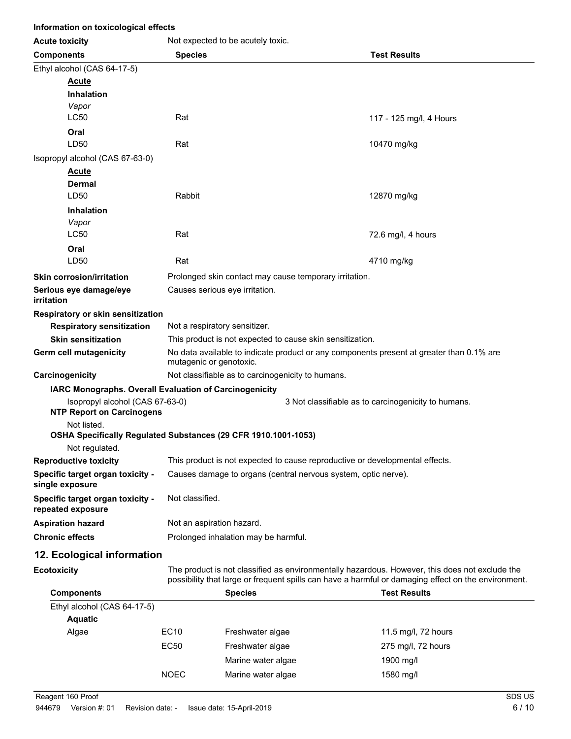**Information on toxicological effects**

**Acute toxicity** Not expected to be acutely toxic.

| Components | | Species | Test Results |
|---|---|---|---|
| Ethyl alcohol (CAS 64-17-5) | | | |
| **Acute** | | | |
| **Inhalation** | | | |
| *Vapor* | | | |
| LC50 | | Rat | 117 - 125 mg/l, 4 Hours |
| **Oral** | | | |
| LD50 | | Rat | 10470 mg/kg |
| Isopropyl alcohol (CAS 67-63-0) | | | |
| **Acute** | | | |
| **Dermal** | | | |
| LD50 | | Rabbit | 12870 mg/kg |
| **Inhalation** | | | |
| *Vapor* | | | |
| LC50 | | Rat | 72.6 mg/l, 4 hours |
| **Oral** | | | |
| LD50 | | Rat | 4710 mg/kg |

**Skin corrosion/irritation** Prolonged skin contact may cause temporary irritation.

**Serious eye damage/eye irritation** Causes serious eye irritation.

**Respiratory or skin sensitization**

**Respiratory sensitization** Not a respiratory sensitizer.

**Skin sensitization** This product is not expected to cause skin sensitization.

**Germ cell mutagenicity** No data available to indicate product or any components present at greater than 0.1% are mutagenic or genotoxic.

**Carcinogenicity** Not classifiable as to carcinogenicity to humans.

**IARC Monographs. Overall Evaluation of Carcinogenicity**

Isopropyl alcohol (CAS 67-63-0) 3 Not classifiable as to carcinogenicity to humans.

**NTP Report on Carcinogens**

Not listed.

**OSHA Specifically Regulated Substances (29 CFR 1910.1001-1053)**

Not regulated.

**Reproductive toxicity** This product is not expected to cause reproductive or developmental effects.

**Specific target organ toxicity - single exposure** Causes damage to organs (central nervous system, optic nerve).

**Specific target organ toxicity - repeated exposure** Not classified.

**Aspiration hazard** Not an aspiration hazard.

**Chronic effects** Prolonged inhalation may be harmful.

## 12. Ecological information

**Ecotoxicity** The product is not classified as environmentally hazardous. However, this does not exclude the possibility that large or frequent spills can have a harmful or damaging effect on the environment.

| Components | | Species | Test Results |
|---|---|---|---|
| Ethyl alcohol (CAS 64-17-5) | | | |
| **Aquatic** | | | |
| Algae | EC10 | Freshwater algae | 11.5 mg/l, 72 hours |
| | EC50 | Freshwater algae | 275 mg/l, 72 hours |
| | | Marine water algae | 1900 mg/l |
| | NOEC | Marine water algae | 1580 mg/l |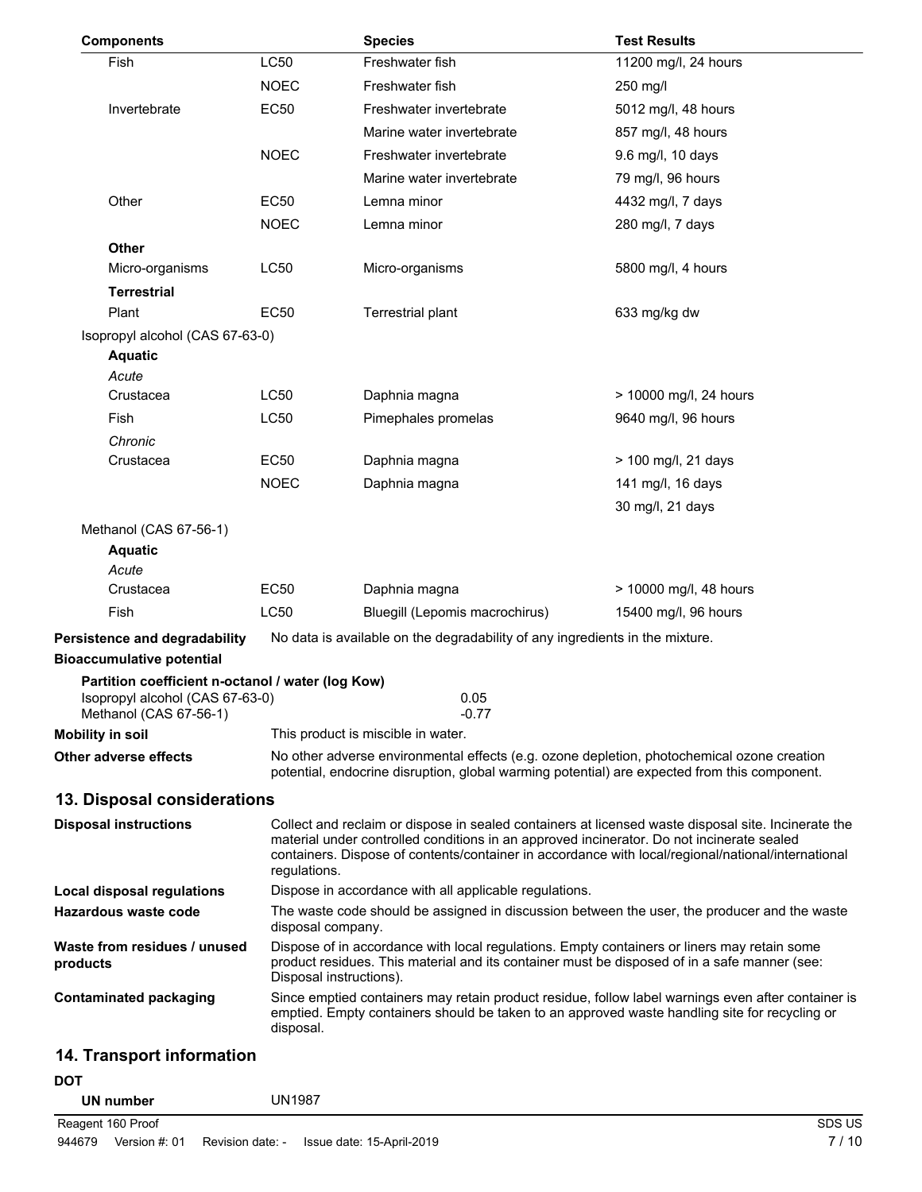| Components | | Species | Test Results |
|---|---|---|---|
| Fish | LC50 | Freshwater fish | 11200 mg/l, 24 hours |
| | NOEC | Freshwater fish | 250 mg/l |
| Invertebrate | EC50 | Freshwater invertebrate | 5012 mg/l, 48 hours |
| | | Marine water invertebrate | 857 mg/l, 48 hours |
| | NOEC | Freshwater invertebrate | 9.6 mg/l, 10 days |
| | | Marine water invertebrate | 79 mg/l, 96 hours |
| Other | EC50 | Lemna minor | 4432 mg/l, 7 days |
| | NOEC | Lemna minor | 280 mg/l, 7 days |
| **Other** | | | |
| Micro-organisms | LC50 | Micro-organisms | 5800 mg/l, 4 hours |
| **Terrestrial** | | | |
| Plant | EC50 | Terrestrial plant | 633 mg/kg dw |
| Isopropyl alcohol (CAS 67-63-0) | | | |
| **Aquatic** | | | |
| *Acute* | | | |
| Crustacea | LC50 | Daphnia magna | > 10000 mg/l, 24 hours |
| Fish | LC50 | Pimephales promelas | 9640 mg/l, 96 hours |
| *Chronic* | | | |
| Crustacea | EC50 | Daphnia magna | > 100 mg/l, 21 days |
| | NOEC | Daphnia magna | 141 mg/l, 16 days |
| | | | 30 mg/l, 21 days |
| Methanol (CAS 67-56-1) | | | |
| **Aquatic** | | | |
| *Acute* | | | |
| Crustacea | EC50 | Daphnia magna | > 10000 mg/l, 48 hours |
| Fish | LC50 | Bluegill (Lepomis macrochirus) | 15400 mg/l, 96 hours |

**Persistence and degradability** No data is available on the degradability of any ingredients in the mixture.

**Bioaccumulative potential**

**Partition coefficient n-octanol / water (log Kow)**

| | |
|---|---|
| Isopropyl alcohol (CAS 67-63-0) | 0.05 |
| Methanol (CAS 67-56-1) | -0.77 |

**Mobility in soil** This product is miscible in water.

**Other adverse effects** No other adverse environmental effects (e.g. ozone depletion, photochemical ozone creation potential, endocrine disruption, global warming potential) are expected from this component.

## 13. Disposal considerations

**Disposal instructions** Collect and reclaim or dispose in sealed containers at licensed waste disposal site. Incinerate the material under controlled conditions in an approved incinerator. Do not incinerate sealed containers. Dispose of contents/container in accordance with local/regional/national/international regulations.

**Local disposal regulations** Dispose in accordance with all applicable regulations.

**Hazardous waste code** The waste code should be assigned in discussion between the user, the producer and the waste disposal company.

**Waste from residues / unused products** Dispose of in accordance with local regulations. Empty containers or liners may retain some product residues. This material and its container must be disposed of in a safe manner (see: Disposal instructions).

**Contaminated packaging** Since emptied containers may retain product residue, follow label warnings even after container is emptied. Empty containers should be taken to an approved waste handling site for recycling or disposal.

## 14. Transport information

**DOT**

**UN number** UN1987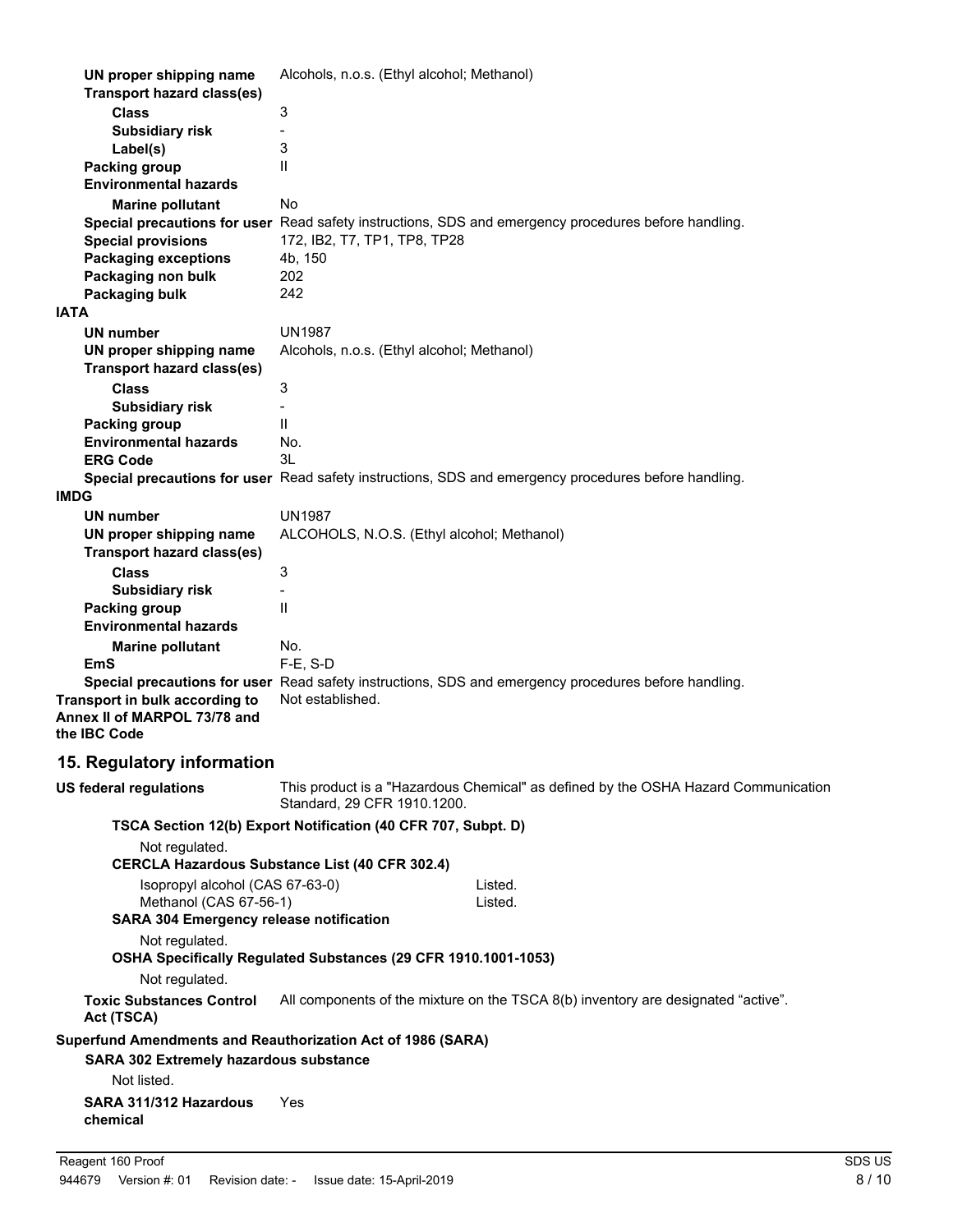**UN proper shipping name** Alcohols, n.o.s. (Ethyl alcohol; Methanol)

**Transport hazard class(es)**

| | |
|---|---|
| **Class** | 3 |
| **Subsidiary risk** | - |
| **Label(s)** | 3 |
| **Packing group** | II |
| **Environmental hazards** | |
| **Marine pollutant** | No |
| **Special precautions for user** | Read safety instructions, SDS and emergency procedures before handling. |
| **Special provisions** | 172, IB2, T7, TP1, TP8, TP28 |
| **Packaging exceptions** | 4b, 150 |
| **Packaging non bulk** | 202 |
| **Packaging bulk** | 242 |

**IATA**

| | |
|---|---|
| **UN number** | UN1987 |
| **UN proper shipping name** | Alcohols, n.o.s. (Ethyl alcohol; Methanol) |
| **Transport hazard class(es)** | |
| **Class** | 3 |
| **Subsidiary risk** | - |
| **Packing group** | II |
| **Environmental hazards** | No. |
| **ERG Code** | 3L |
| **Special precautions for user** | Read safety instructions, SDS and emergency procedures before handling. |

**IMDG**

| | |
|---|---|
| **UN number** | UN1987 |
| **UN proper shipping name** | ALCOHOLS, N.O.S. (Ethyl alcohol; Methanol) |
| **Transport hazard class(es)** | |
| **Class** | 3 |
| **Subsidiary risk** | - |
| **Packing group** | II |
| **Environmental hazards** | |
| **Marine pollutant** | No. |
| **EmS** | F-E, S-D |
| **Special precautions for user** | Read safety instructions, SDS and emergency procedures before handling. |

**Transport in bulk according to Annex II of MARPOL 73/78 and the IBC Code** Not established.

## 15. Regulatory information

**US federal regulations** This product is a "Hazardous Chemical" as defined by the OSHA Hazard Communication Standard, 29 CFR 1910.1200.

**TSCA Section 12(b) Export Notification (40 CFR 707, Subpt. D)**

Not regulated.

**CERCLA Hazardous Substance List (40 CFR 302.4)**

| | |
|---|---|
| Isopropyl alcohol (CAS 67-63-0) | Listed. |
| Methanol (CAS 67-56-1) | Listed. |

**SARA 304 Emergency release notification**

Not regulated.

**OSHA Specifically Regulated Substances (29 CFR 1910.1001-1053)**

Not regulated.

**Toxic Substances Control Act (TSCA)** All components of the mixture on the TSCA 8(b) inventory are designated "active".

**Superfund Amendments and Reauthorization Act of 1986 (SARA)**

**SARA 302 Extremely hazardous substance**

Not listed.

**SARA 311/312 Hazardous chemical** Yes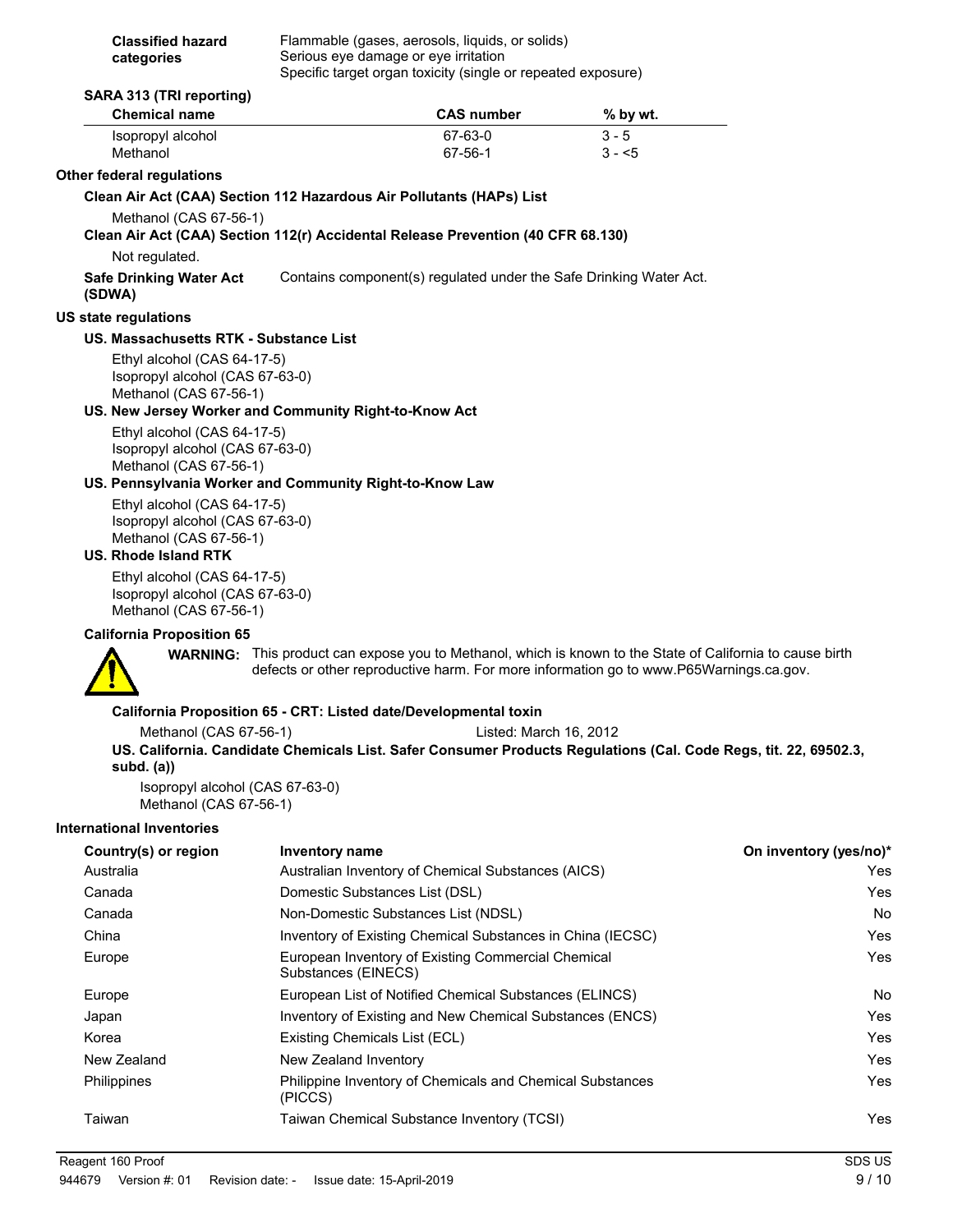**Classified hazard categories**

Flammable (gases, aerosols, liquids, or solids)
Serious eye damage or eye irritation
Specific target organ toxicity (single or repeated exposure)

**SARA 313 (TRI reporting)**

| Chemical name | CAS number | % by wt. |
|---|---|---|
| Isopropyl alcohol | 67-63-0 | 3 - 5 |
| Methanol | 67-56-1 | 3 - <5 |

**Other federal regulations**

**Clean Air Act (CAA) Section 112 Hazardous Air Pollutants (HAPs) List**

Methanol (CAS 67-56-1)

**Clean Air Act (CAA) Section 112(r) Accidental Release Prevention (40 CFR 68.130)**

Not regulated.

**Safe Drinking Water Act (SDWA)** Contains component(s) regulated under the Safe Drinking Water Act.

**US state regulations**

**US. Massachusetts RTK - Substance List**

Ethyl alcohol (CAS 64-17-5)
Isopropyl alcohol (CAS 67-63-0)
Methanol (CAS 67-56-1)

**US. New Jersey Worker and Community Right-to-Know Act**

Ethyl alcohol (CAS 64-17-5)
Isopropyl alcohol (CAS 67-63-0)
Methanol (CAS 67-56-1)

**US. Pennsylvania Worker and Community Right-to-Know Law**

Ethyl alcohol (CAS 64-17-5)
Isopropyl alcohol (CAS 67-63-0)
Methanol (CAS 67-56-1)

**US. Rhode Island RTK**

Ethyl alcohol (CAS 64-17-5)
Isopropyl alcohol (CAS 67-63-0)
Methanol (CAS 67-56-1)

**California Proposition 65**

**WARNING:** This product can expose you to Methanol, which is known to the State of California to cause birth defects or other reproductive harm. For more information go to www.P65Warnings.ca.gov.

**California Proposition 65 - CRT: Listed date/Developmental toxin**

Methanol (CAS 67-56-1) Listed: March 16, 2012

**US. California. Candidate Chemicals List. Safer Consumer Products Regulations (Cal. Code Regs, tit. 22, 69502.3, subd. (a))**

Isopropyl alcohol (CAS 67-63-0)
Methanol (CAS 67-56-1)

**International Inventories**

| Country(s) or region | Inventory name | On inventory (yes/no)* |
|---|---|---|
| Australia | Australian Inventory of Chemical Substances (AICS) | Yes |
| Canada | Domestic Substances List (DSL) | Yes |
| Canada | Non-Domestic Substances List (NDSL) | No |
| China | Inventory of Existing Chemical Substances in China (IECSC) | Yes |
| Europe | European Inventory of Existing Commercial Chemical Substances (EINECS) | Yes |
| Europe | European List of Notified Chemical Substances (ELINCS) | No |
| Japan | Inventory of Existing and New Chemical Substances (ENCS) | Yes |
| Korea | Existing Chemicals List (ECL) | Yes |
| New Zealand | New Zealand Inventory | Yes |
| Philippines | Philippine Inventory of Chemicals and Chemical Substances (PICCS) | Yes |
| Taiwan | Taiwan Chemical Substance Inventory (TCSI) | Yes |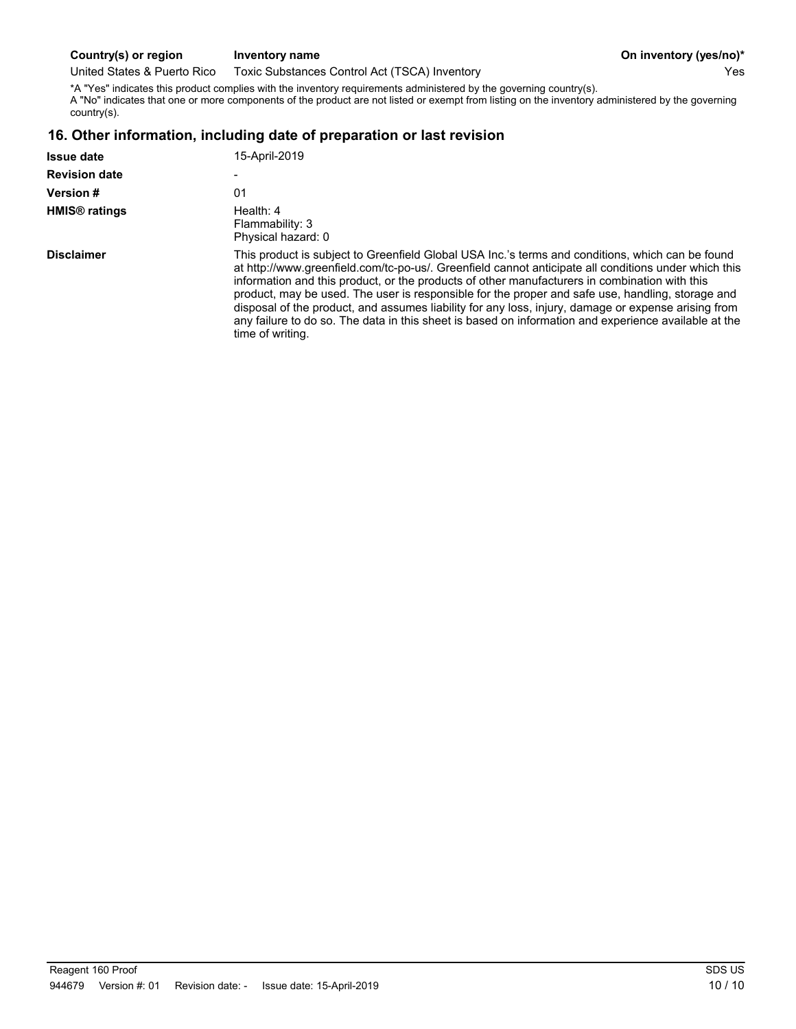| Country(s) or region | Inventory name | On inventory (yes/no)* |
| --- | --- | --- |
| United States & Puerto Rico | Toxic Substances Control Act (TSCA) Inventory | Yes |

*A "Yes" indicates this product complies with the inventory requirements administered by the governing country(s).
A "No" indicates that one or more components of the product are not listed or exempt from listing on the inventory administered by the governing country(s).

## 16. Other information, including date of preparation or last revision

**Issue date** 15-April-2019

**Revision date** -

**Version #** 01

**HMIS® ratings** Health: 4
Flammability: 3
Physical hazard: 0

**Disclaimer** This product is subject to Greenfield Global USA Inc.'s terms and conditions, which can be found at http://www.greenfield.com/tc-po-us/. Greenfield cannot anticipate all conditions under which this information and this product, or the products of other manufacturers in combination with this product, may be used. The user is responsible for the proper and safe use, handling, storage and disposal of the product, and assumes liability for any loss, injury, damage or expense arising from any failure to do so. The data in this sheet is based on information and experience available at the time of writing.